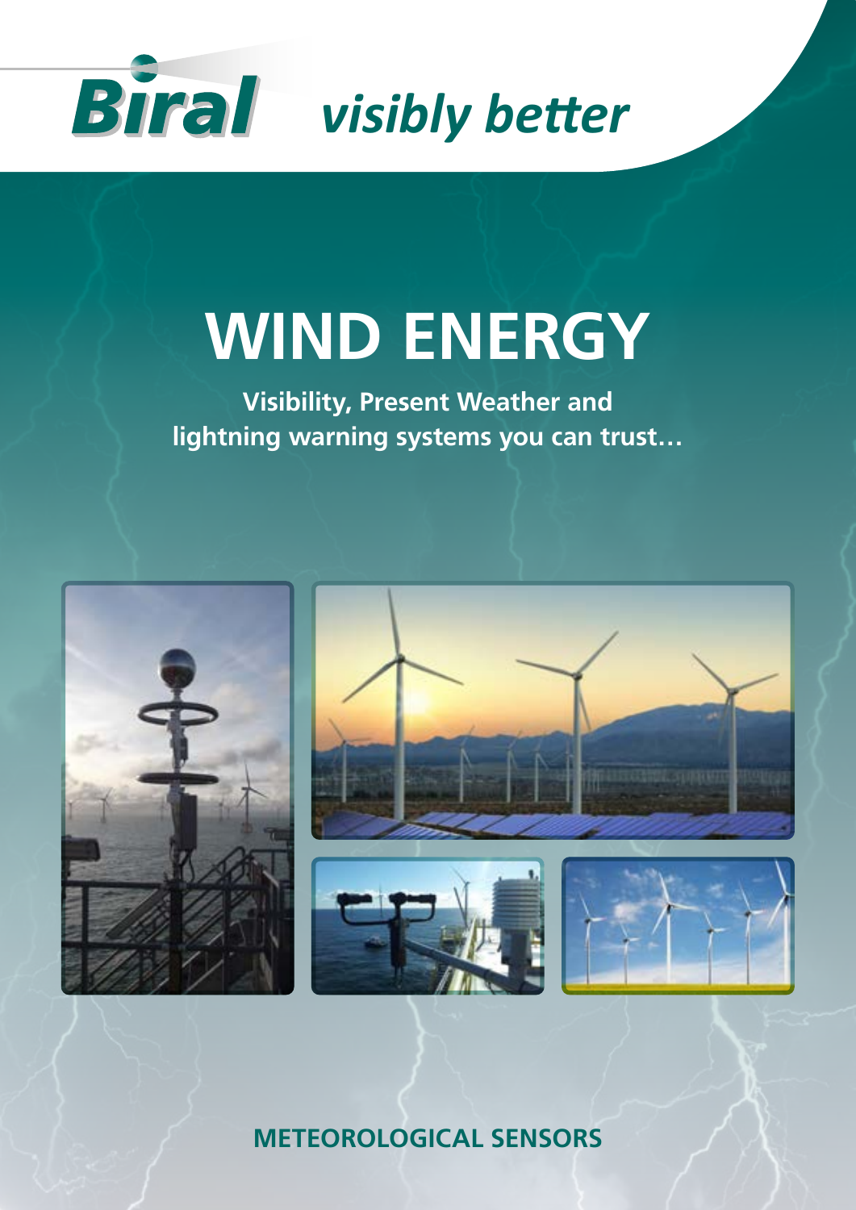Biral *visibly better*

# WIND ENERGY

**Visibility, Present Weather and lightning warning systems you can trust…**

## METEOROLOGICAL SENSORS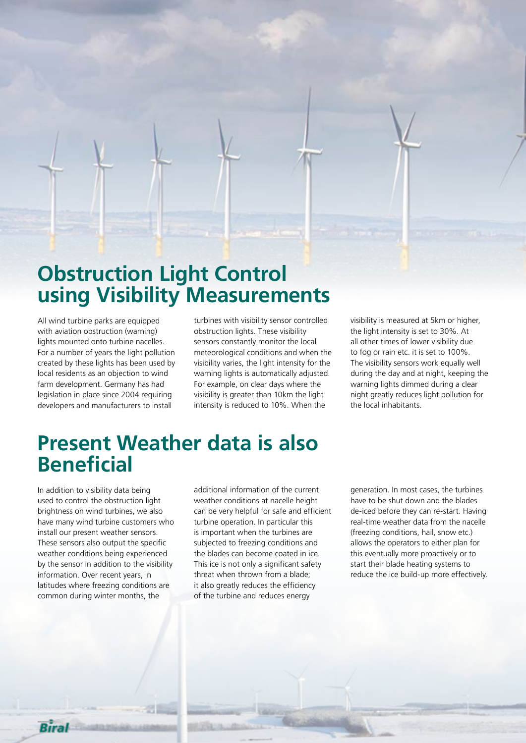# Obstruction Light Control using Visibility Measurements

All wind turbine parks are equipped with aviation obstruction (warning) lights mounted onto turbine nacelles. For a number of years the light pollution created by these lights has been used by local residents as an objection to wind farm development. Germany has had legislation in place since 2004 requiring developers and manufacturers to install turbines with visibility sensor controlled obstruction lights. These visibility sensors constantly monitor the local meteorological conditions and when the visibility varies, the light intensity for the warning lights is automatically adjusted. For example, on clear days where the visibility is greater than 10km the light intensity is reduced to 10%. When the visibility is measured at 5km or higher, the light intensity is set to 30%. At all other times of lower visibility due to fog or rain etc. it is set to 100%. The visibility sensors work equally well during the day and at night, keeping the warning lights dimmed during a clear night greatly reduces light pollution for the local inhabitants.

# Present Weather data is also Beneficial

In addition to visibility data being used to control the obstruction light brightness on wind turbines, we also have many wind turbine customers who install our present weather sensors. These sensors also output the specific weather conditions being experienced by the sensor in addition to the visibility information. Over recent years, in latitudes where freezing conditions are common during winter months, the additional information of the current weather conditions at nacelle height can be very helpful for safe and efficient turbine operation. In particular this is important when the turbines are subjected to freezing conditions and the blades can become coated in ice. This ice is not only a significant safety threat when thrown from a blade; it also greatly reduces the efficiency of the turbine and reduces energy generation. In most cases, the turbines have to be shut down and the blades de-iced before they can re-start. Having real-time weather data from the nacelle (freezing conditions, hail, snow etc.) allows the operators to either plan for this eventually more proactively or to start their blade heating systems to reduce the ice build-up more effectively.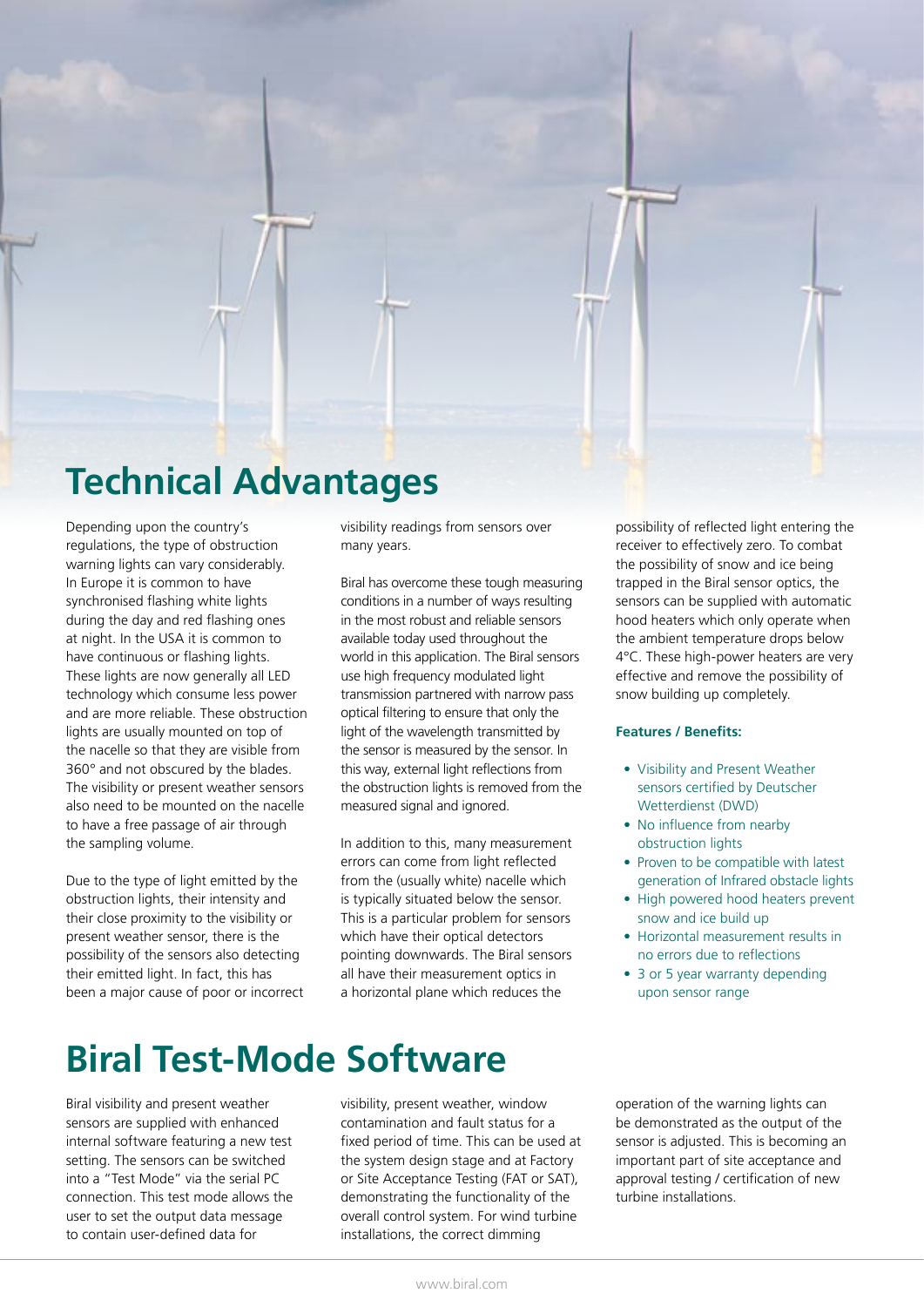# Technical Advantages

Depending upon the country's regulations, the type of obstruction warning lights can vary considerably. In Europe it is common to have synchronised flashing white lights during the day and red flashing ones at night. In the USA it is common to have continuous or flashing lights. These lights are now generally all LED technology which consume less power and are more reliable. These obstruction lights are usually mounted on top of the nacelle so that they are visible from 360° and not obscured by the blades. The visibility or present weather sensors also need to be mounted on the nacelle to have a free passage of air through the sampling volume.

Due to the type of light emitted by the obstruction lights, their intensity and their close proximity to the visibility or present weather sensor, there is the possibility of the sensors also detecting their emitted light. In fact, this has been a major cause of poor or incorrect visibility readings from sensors over many years.

Biral has overcome these tough measuring conditions in a number of ways resulting in the most robust and reliable sensors available today used throughout the world in this application. The Biral sensors use high frequency modulated light transmission partnered with narrow pass optical filtering to ensure that only the light of the wavelength transmitted by the sensor is measured by the sensor. In this way, external light reflections from the obstruction lights is removed from the measured signal and ignored.

In addition to this, many measurement errors can come from light reflected from the (usually white) nacelle which is typically situated below the sensor. This is a particular problem for sensors which have their optical detectors pointing downwards. The Biral sensors all have their measurement optics in a horizontal plane which reduces the possibility of reflected light entering the receiver to effectively zero. To combat the possibility of snow and ice being trapped in the Biral sensor optics, the sensors can be supplied with automatic hood heaters which only operate when the ambient temperature drops below 4°C. These high-power heaters are very effective and remove the possibility of snow building up completely.

**Features / Benefits:**

- Visibility and Present Weather sensors certified by Deutscher Wetterdienst (DWD)
- No influence from nearby obstruction lights
- Proven to be compatible with latest generation of Infrared obstacle lights
- High powered hood heaters prevent snow and ice build up
- Horizontal measurement results in no errors due to reflections
- 3 or 5 year warranty depending upon sensor range

# Biral Test-Mode Software

Biral visibility and present weather sensors are supplied with enhanced internal software featuring a new test setting. The sensors can be switched into a "Test Mode" via the serial PC connection. This test mode allows the user to set the output data message to contain user-defined data for visibility, present weather, window contamination and fault status for a fixed period of time. This can be used at the system design stage and at Factory or Site Acceptance Testing (FAT or SAT), demonstrating the functionality of the overall control system. For wind turbine installations, the correct dimming operation of the warning lights can be demonstrated as the output of the sensor is adjusted. This is becoming an important part of site acceptance and approval testing / certification of new turbine installations.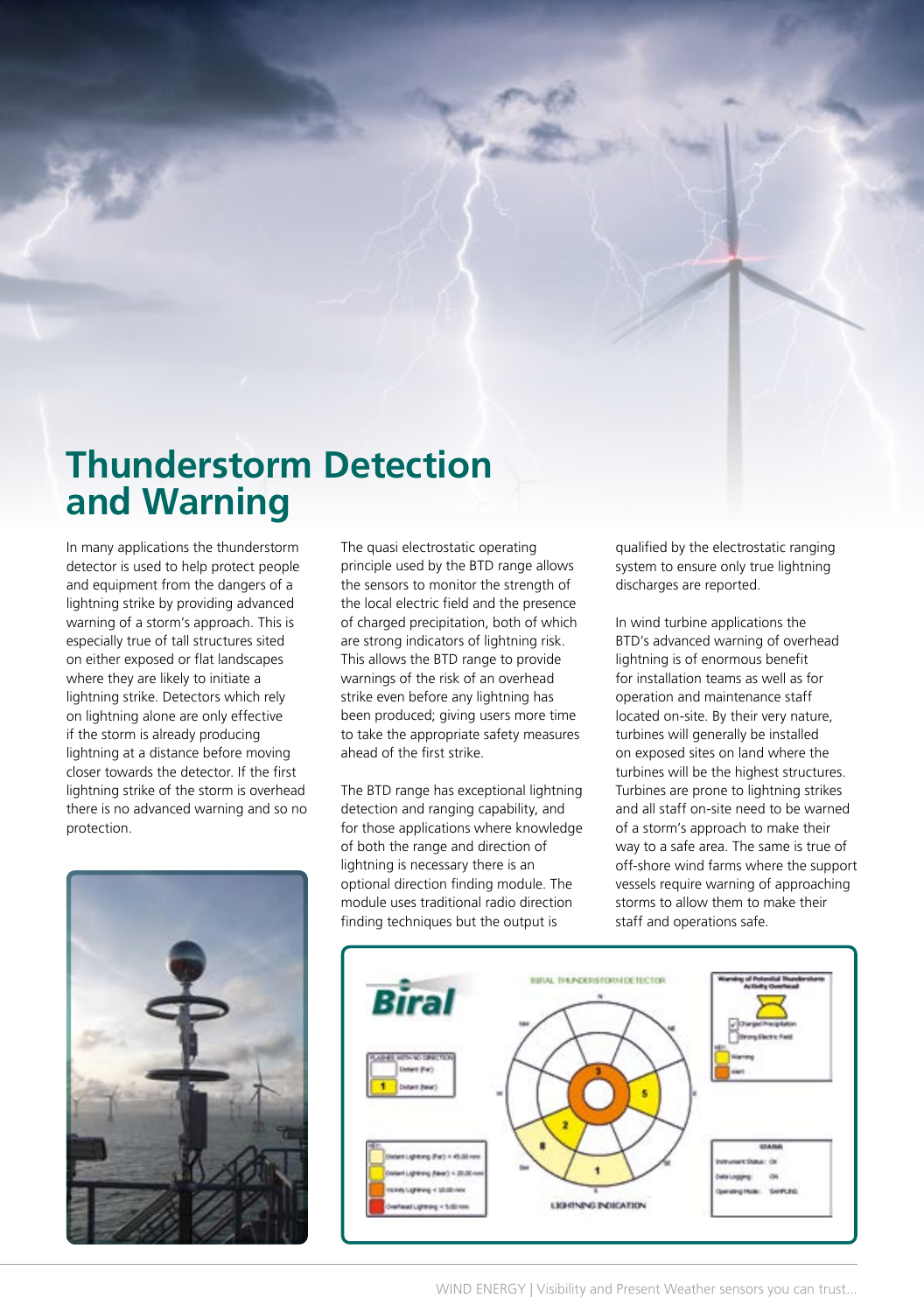# Thunderstorm Detection and Warning

In many applications the thunderstorm detector is used to help protect people and equipment from the dangers of a lightning strike by providing advanced warning of a storm's approach. This is especially true of tall structures sited on either exposed or flat landscapes where they are likely to initiate a lightning strike. Detectors which rely on lightning alone are only effective if the storm is already producing lightning at a distance before moving closer towards the detector. If the first lightning strike of the storm is overhead there is no advanced warning and so no protection.

The quasi electrostatic operating principle used by the BTD range allows the sensors to monitor the strength of the local electric field and the presence of charged precipitation, both of which are strong indicators of lightning risk. This allows the BTD range to provide warnings of the risk of an overhead strike even before any lightning has been produced; giving users more time to take the appropriate safety measures ahead of the first strike.

The BTD range has exceptional lightning detection and ranging capability, and for those applications where knowledge of both the range and direction of lightning is necessary there is an optional direction finding module. The module uses traditional radio direction finding techniques but the output is qualified by the electrostatic ranging system to ensure only true lightning discharges are reported.

In wind turbine applications the BTD's advanced warning of overhead lightning is of enormous benefit for installation teams as well as for operation and maintenance staff located on-site. By their very nature, turbines will generally be installed on exposed sites on land where the turbines will be the highest structures. Turbines are prone to lightning strikes and all staff on-site need to be warned of a storm's approach to make their way to a safe area. The same is true of off-shore wind farms where the support vessels require warning of approaching storms to allow them to make their staff and operations safe.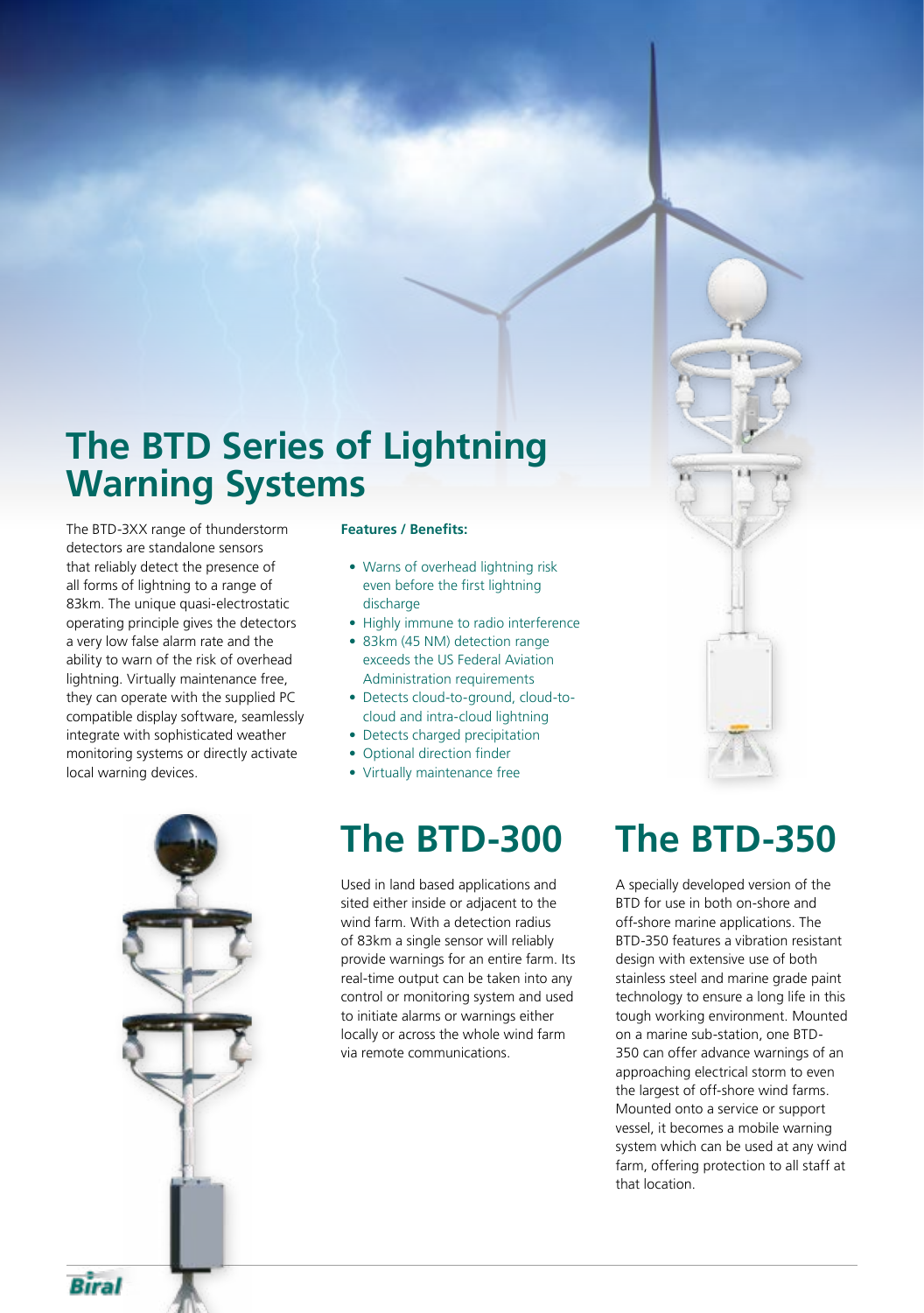# The BTD Series of Lightning Warning Systems

The BTD-3XX range of thunderstorm detectors are standalone sensors that reliably detect the presence of all forms of lightning to a range of 83km. The unique quasi-electrostatic operating principle gives the detectors a very low false alarm rate and the ability to warn of the risk of overhead lightning. Virtually maintenance free, they can operate with the supplied PC compatible display software, seamlessly integrate with sophisticated weather monitoring systems or directly activate local warning devices.

**Features / Benefits:**

- Warns of overhead lightning risk even before the first lightning discharge
- Highly immune to radio interference
- 83km (45 NM) detection range exceeds the US Federal Aviation Administration requirements
- Detects cloud-to-ground, cloud-to-cloud and intra-cloud lightning
- Detects charged precipitation
- Optional direction finder
- Virtually maintenance free

## The BTD-300

Used in land based applications and sited either inside or adjacent to the wind farm. With a detection radius of 83km a single sensor will reliably provide warnings for an entire farm. Its real-time output can be taken into any control or monitoring system and used to initiate alarms or warnings either locally or across the whole wind farm via remote communications.

## The BTD-350

A specially developed version of the BTD for use in both on-shore and off-shore marine applications. The BTD-350 features a vibration resistant design with extensive use of both stainless steel and marine grade paint technology to ensure a long life in this tough working environment. Mounted on a marine sub-station, one BTD-350 can offer advance warnings of an approaching electrical storm to even the largest of off-shore wind farms. Mounted onto a service or support vessel, it becomes a mobile warning system which can be used at any wind farm, offering protection to all staff at that location.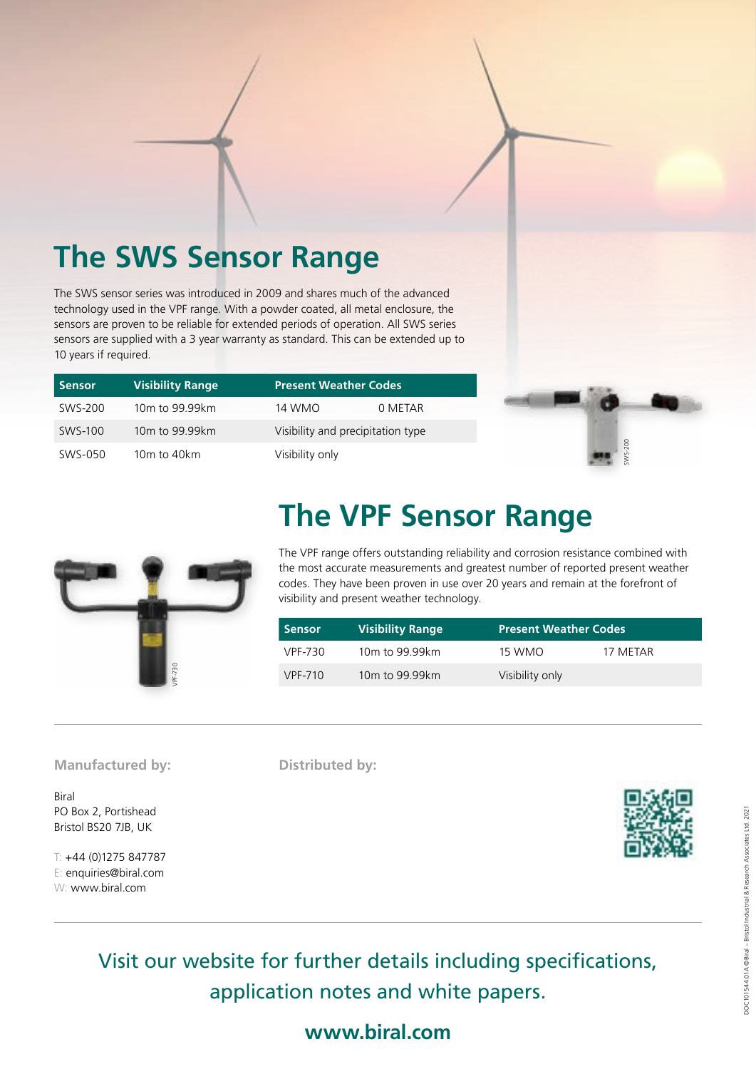# The SWS Sensor Range

The SWS sensor series was introduced in 2009 and shares much of the advanced technology used in the VPF range. With a powder coated, all metal enclosure, the sensors are proven to be reliable for extended periods of operation. All SWS series sensors are supplied with a 3 year warranty as standard. This can be extended up to 10 years if required.

| Sensor | Visibility Range | Present Weather Codes | |
|---|---|---|---|
| SWS-200 | 10m to 99.99km | 14 WMO | 0 METAR |
| SWS-100 | 10m to 99.99km | Visibility and precipitation type | |
| SWS-050 | 10m to 40km | Visibility only | |

SWS-200

# The VPF Sensor Range

The VPF range offers outstanding reliability and corrosion resistance combined with the most accurate measurements and greatest number of reported present weather codes. They have been proven in use over 20 years and remain at the forefront of visibility and present weather technology.

VPF-730

| Sensor | Visibility Range | Present Weather Codes | |
|---|---|---|---|
| VPF-730 | 10m to 99.99km | 15 WMO | 17 METAR |
| VPF-710 | 10m to 99.99km | Visibility only | |

**Manufactured by:**

Biral
PO Box 2, Portishead
Bristol BS20 7JB, UK

T: +44 (0)1275 847787
E: enquiries@biral.com
W: www.biral.com

**Distributed by:**

Visit our website for further details including specifications, application notes and white papers.

## www.biral.com

DOC101544.01A ©Biral – Bristol Industrial & Research Associates Ltd. 2021